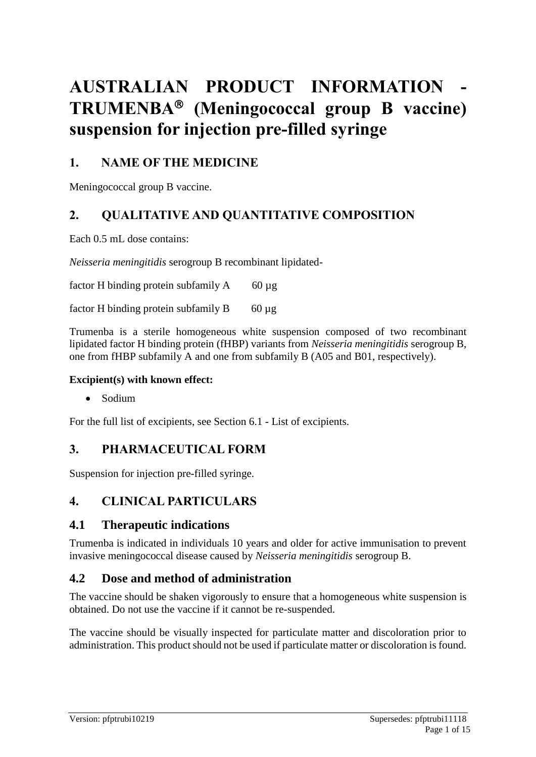# AUSTRALIAN PRODUCT INFORMATION - TRUMENBA® (Meningococcal group B vaccine) suspension for injection pre-filled syringe

## 1. NAME OF THE MEDICINE

Meningococcal group B vaccine.

## 2. QUALITATIVE AND QUANTITATIVE COMPOSITION

Each 0.5 mL dose contains:

*Neisseria meningitidis* serogroup B recombinant lipidated-

factor H binding protein subfamily A 60 µg

factor H binding protein subfamily B 60 µg

Trumenba is a sterile homogeneous white suspension composed of two recombinant lipidated factor H binding protein (fHBP) variants from *Neisseria meningitidis* serogroup B, one from fHBP subfamily A and one from subfamily B (A05 and B01, respectively).

**Excipient(s) with known effect:**

- Sodium

For the full list of excipients, see Section 6.1 - List of excipients.

## 3. PHARMACEUTICAL FORM

Suspension for injection pre-filled syringe.

## 4. CLINICAL PARTICULARS

### 4.1 Therapeutic indications

Trumenba is indicated in individuals 10 years and older for active immunisation to prevent invasive meningococcal disease caused by *Neisseria meningitidis* serogroup B.

### 4.2 Dose and method of administration

The vaccine should be shaken vigorously to ensure that a homogeneous white suspension is obtained. Do not use the vaccine if it cannot be re-suspended.

The vaccine should be visually inspected for particulate matter and discoloration prior to administration. This product should not be used if particulate matter or discoloration is found.

Version: pfptrubi10219 Supersedes: pfptrubi11118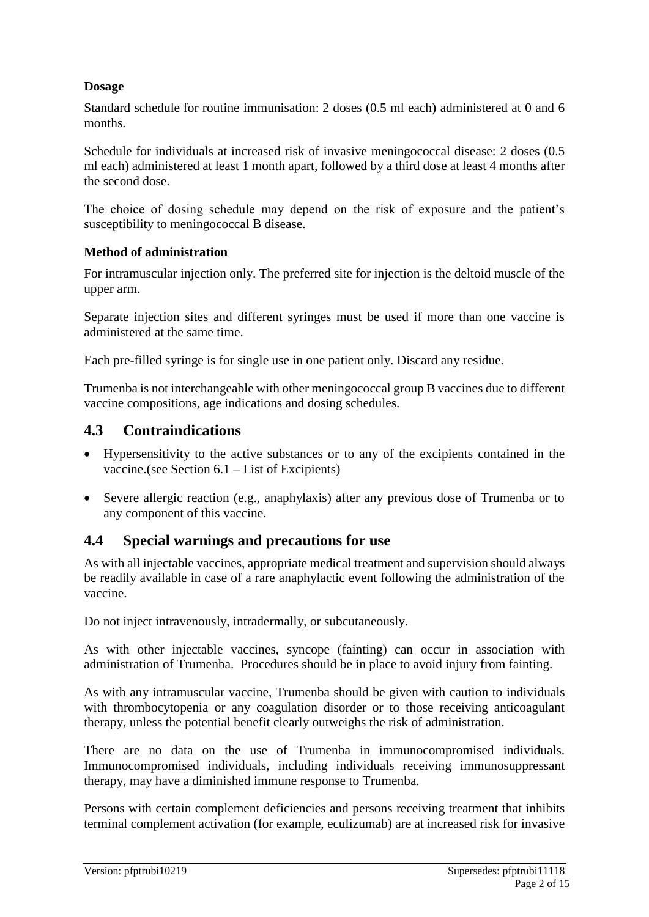**Dosage**

Standard schedule for routine immunisation: 2 doses (0.5 ml each) administered at 0 and 6 months.

Schedule for individuals at increased risk of invasive meningococcal disease: 2 doses (0.5 ml each) administered at least 1 month apart, followed by a third dose at least 4 months after the second dose.

The choice of dosing schedule may depend on the risk of exposure and the patient's susceptibility to meningococcal B disease.

**Method of administration**

For intramuscular injection only. The preferred site for injection is the deltoid muscle of the upper arm.

Separate injection sites and different syringes must be used if more than one vaccine is administered at the same time.

Each pre-filled syringe is for single use in one patient only. Discard any residue.

Trumenba is not interchangeable with other meningococcal group B vaccines due to different vaccine compositions, age indications and dosing schedules.

## 4.3 Contraindications

- Hypersensitivity to the active substances or to any of the excipients contained in the vaccine.(see Section 6.1 – List of Excipients)
- Severe allergic reaction (e.g., anaphylaxis) after any previous dose of Trumenba or to any component of this vaccine.

## 4.4 Special warnings and precautions for use

As with all injectable vaccines, appropriate medical treatment and supervision should always be readily available in case of a rare anaphylactic event following the administration of the vaccine.

Do not inject intravenously, intradermally, or subcutaneously.

As with other injectable vaccines, syncope (fainting) can occur in association with administration of Trumenba. Procedures should be in place to avoid injury from fainting.

As with any intramuscular vaccine, Trumenba should be given with caution to individuals with thrombocytopenia or any coagulation disorder or to those receiving anticoagulant therapy, unless the potential benefit clearly outweighs the risk of administration.

There are no data on the use of Trumenba in immunocompromised individuals. Immunocompromised individuals, including individuals receiving immunosuppressant therapy, may have a diminished immune response to Trumenba.

Persons with certain complement deficiencies and persons receiving treatment that inhibits terminal complement activation (for example, eculizumab) are at increased risk for invasive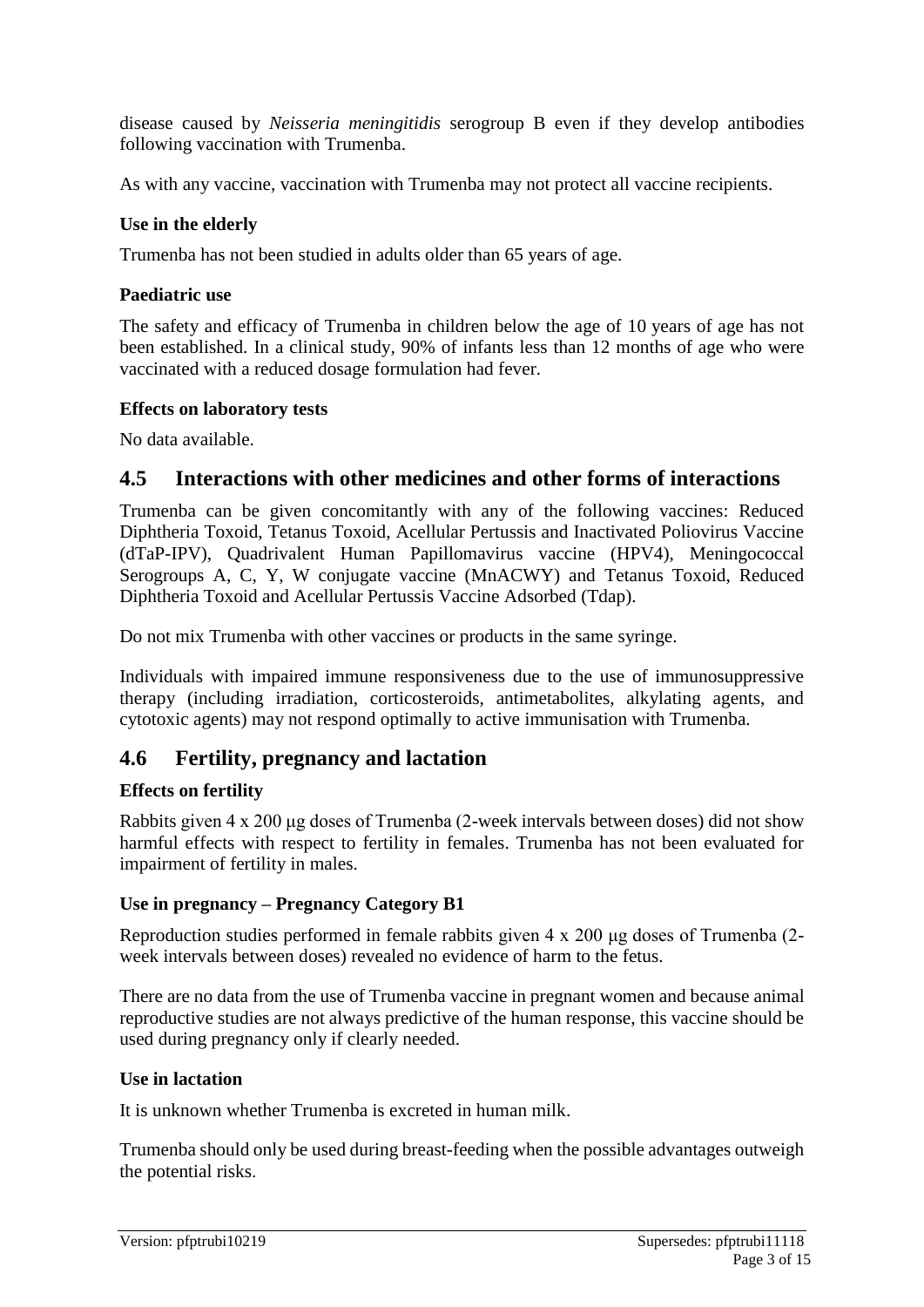disease caused by *Neisseria meningitidis* serogroup B even if they develop antibodies following vaccination with Trumenba.

As with any vaccine, vaccination with Trumenba may not protect all vaccine recipients.

### Use in the elderly

Trumenba has not been studied in adults older than 65 years of age.

### Paediatric use

The safety and efficacy of Trumenba in children below the age of 10 years of age has not been established. In a clinical study, 90% of infants less than 12 months of age who were vaccinated with a reduced dosage formulation had fever.

### Effects on laboratory tests

No data available.

## 4.5 Interactions with other medicines and other forms of interactions

Trumenba can be given concomitantly with any of the following vaccines: Reduced Diphtheria Toxoid, Tetanus Toxoid, Acellular Pertussis and Inactivated Poliovirus Vaccine (dTaP-IPV), Quadrivalent Human Papillomavirus vaccine (HPV4), Meningococcal Serogroups A, C, Y, W conjugate vaccine (MnACWY) and Tetanus Toxoid, Reduced Diphtheria Toxoid and Acellular Pertussis Vaccine Adsorbed (Tdap).

Do not mix Trumenba with other vaccines or products in the same syringe.

Individuals with impaired immune responsiveness due to the use of immunosuppressive therapy (including irradiation, corticosteroids, antimetabolites, alkylating agents, and cytotoxic agents) may not respond optimally to active immunisation with Trumenba.

## 4.6 Fertility, pregnancy and lactation

### Effects on fertility

Rabbits given 4 x 200 μg doses of Trumenba (2-week intervals between doses) did not show harmful effects with respect to fertility in females. Trumenba has not been evaluated for impairment of fertility in males.

### Use in pregnancy – Pregnancy Category B1

Reproduction studies performed in female rabbits given 4 x 200 μg doses of Trumenba (2-week intervals between doses) revealed no evidence of harm to the fetus.

There are no data from the use of Trumenba vaccine in pregnant women and because animal reproductive studies are not always predictive of the human response, this vaccine should be used during pregnancy only if clearly needed.

### Use in lactation

It is unknown whether Trumenba is excreted in human milk.

Trumenba should only be used during breast-feeding when the possible advantages outweigh the potential risks.

Version: pfptrubi10219 Supersedes: pfptrubi11118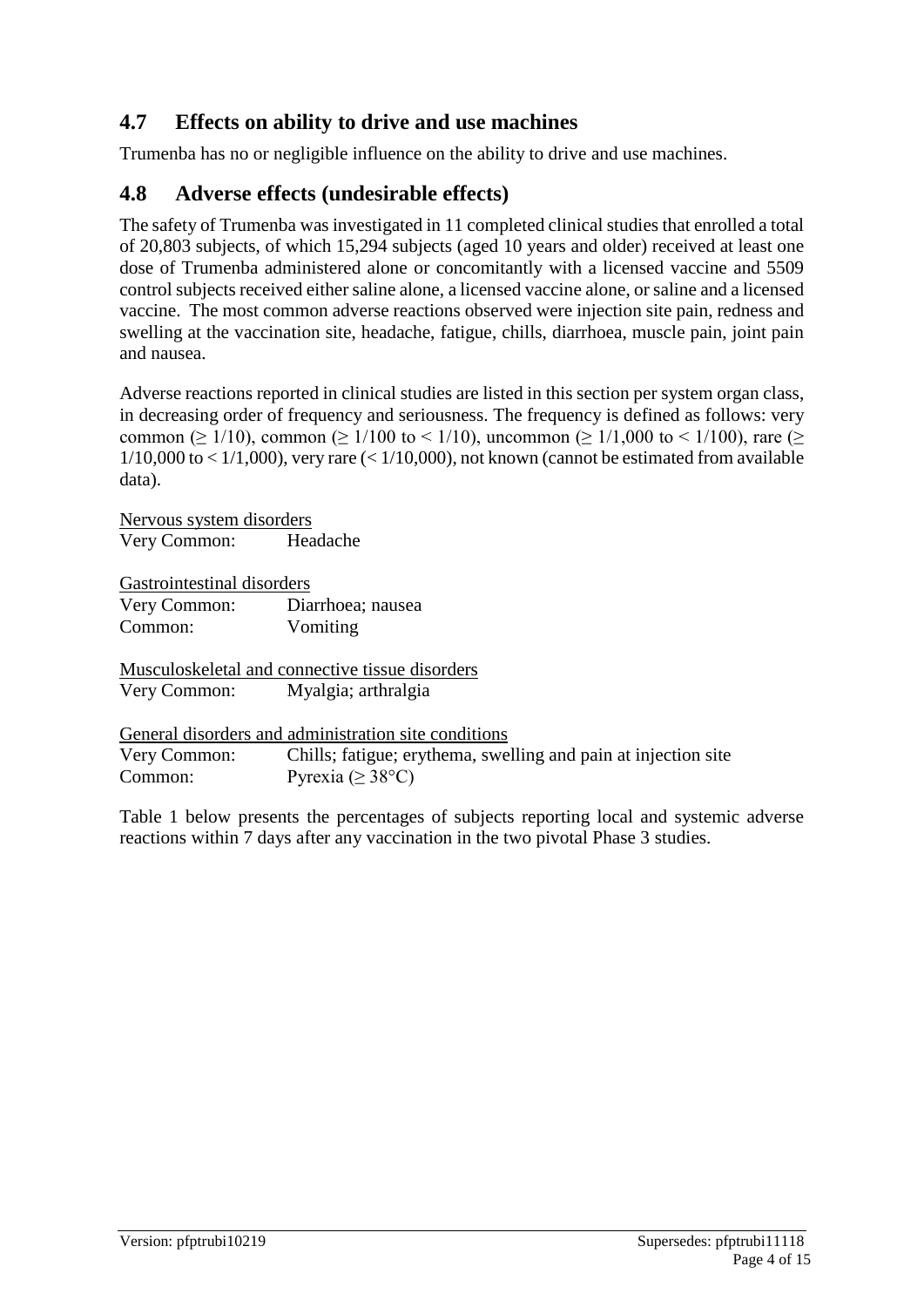## 4.7 Effects on ability to drive and use machines

Trumenba has no or negligible influence on the ability to drive and use machines.

## 4.8 Adverse effects (undesirable effects)

The safety of Trumenba was investigated in 11 completed clinical studies that enrolled a total of 20,803 subjects, of which 15,294 subjects (aged 10 years and older) received at least one dose of Trumenba administered alone or concomitantly with a licensed vaccine and 5509 control subjects received either saline alone, a licensed vaccine alone, or saline and a licensed vaccine. The most common adverse reactions observed were injection site pain, redness and swelling at the vaccination site, headache, fatigue, chills, diarrhoea, muscle pain, joint pain and nausea.

Adverse reactions reported in clinical studies are listed in this section per system organ class, in decreasing order of frequency and seriousness. The frequency is defined as follows: very common ($\geq 1/10$), common ($\geq 1/100$ to $< 1/10$), uncommon ($\geq 1/1,000$ to $< 1/100$), rare ($\geq 1/10,000$ to $< 1/1,000$), very rare ($< 1/10,000$), not known (cannot be estimated from available data).

<u>Nervous system disorders</u>

| | |
|---|---|
| Very Common: | Headache |

<u>Gastrointestinal disorders</u>

| | |
|---|---|
| Very Common: | Diarrhoea; nausea |
| Common: | Vomiting |

<u>Musculoskeletal and connective tissue disorders</u>

| | |
|---|---|
| Very Common: | Myalgia; arthralgia |

<u>General disorders and administration site conditions</u>

| | |
|---|---|
| Very Common: | Chills; fatigue; erythema, swelling and pain at injection site |
| Common: | Pyrexia ($\geq 38°C$) |

Table 1 below presents the percentages of subjects reporting local and systemic adverse reactions within 7 days after any vaccination in the two pivotal Phase 3 studies.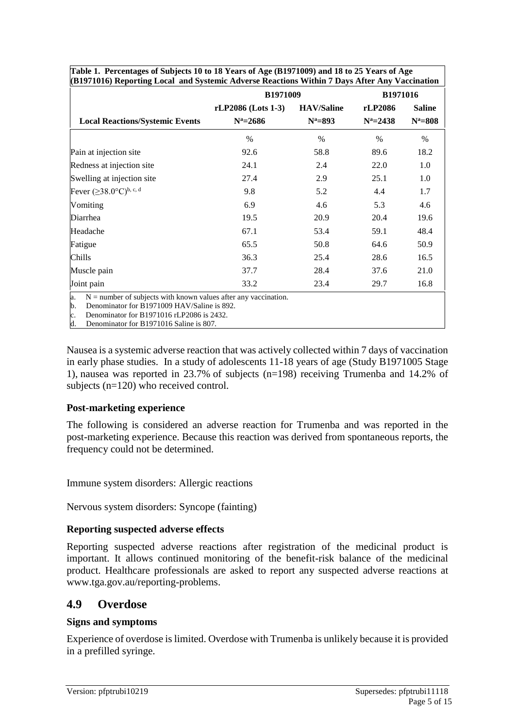**Table 1. Percentages of Subjects 10 to 18 Years of Age (B1971009) and 18 to 25 Years of Age (B1971016) Reporting Local and Systemic Adverse Reactions Within 7 Days After Any Vaccination**

| | B1971009 | | B1971016 | |
|---|---|---|---|---|
| | rLP2086 (Lots 1-3) | HAV/Saline | rLP2086 | Saline |
| **Local Reactions/Systemic Events** | N[a]=2686 | N[a]=893 | N[a]=2438 | N[a]=808 |
| | % | % | % | % |
| Pain at injection site | 92.6 | 58.8 | 89.6 | 18.2 |
| Redness at injection site | 24.1 | 2.4 | 22.0 | 1.0 |
| Swelling at injection site | 27.4 | 2.9 | 25.1 | 1.0 |
| Fever (≥38.0°C)[b, c, d] | 9.8 | 5.2 | 4.4 | 1.7 |
| Vomiting | 6.9 | 4.6 | 5.3 | 4.6 |
| Diarrhea | 19.5 | 20.9 | 20.4 | 19.6 |
| Headache | 67.1 | 53.4 | 59.1 | 48.4 |
| Fatigue | 65.5 | 50.8 | 64.6 | 50.9 |
| Chills | 36.3 | 25.4 | 28.6 | 16.5 |
| Muscle pain | 37.7 | 28.4 | 37.6 | 21.0 |
| Joint pain | 33.2 | 23.4 | 29.7 | 16.8 |

a. N = number of subjects with known values after any vaccination.
b. Denominator for B1971009 HAV/Saline is 892.
c. Denominator for B1971016 rLP2086 is 2432.
d. Denominator for B1971016 Saline is 807.

Nausea is a systemic adverse reaction that was actively collected within 7 days of vaccination in early phase studies. In a study of adolescents 11-18 years of age (Study B1971005 Stage 1), nausea was reported in 23.7% of subjects (n=198) receiving Trumenba and 14.2% of subjects (n=120) who received control.

### Post-marketing experience

The following is considered an adverse reaction for Trumenba and was reported in the post-marketing experience. Because this reaction was derived from spontaneous reports, the frequency could not be determined.

Immune system disorders: Allergic reactions

Nervous system disorders: Syncope (fainting)

### Reporting suspected adverse effects

Reporting suspected adverse reactions after registration of the medicinal product is important. It allows continued monitoring of the benefit-risk balance of the medicinal product. Healthcare professionals are asked to report any suspected adverse reactions at www.tga.gov.au/reporting-problems.

## 4.9 Overdose

### Signs and symptoms

Experience of overdose is limited. Overdose with Trumenba is unlikely because it is provided in a prefilled syringe.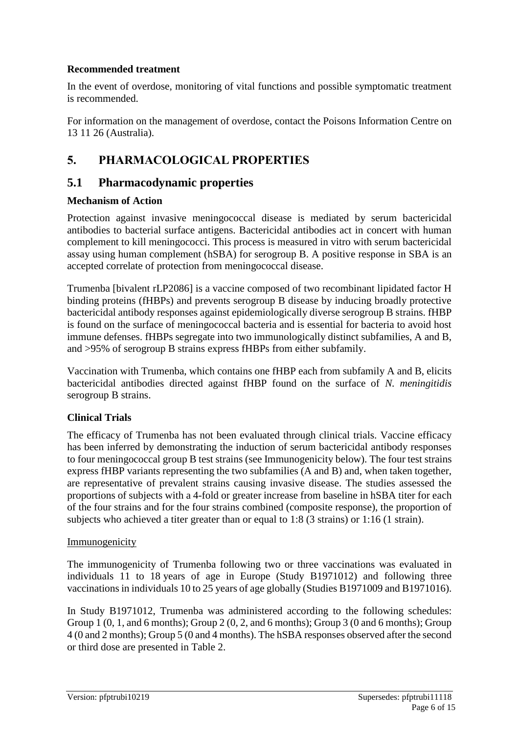**Recommended treatment**

In the event of overdose, monitoring of vital functions and possible symptomatic treatment is recommended.

For information on the management of overdose, contact the Poisons Information Centre on 13 11 26 (Australia).

# 5. PHARMACOLOGICAL PROPERTIES

## 5.1 Pharmacodynamic properties

**Mechanism of Action**

Protection against invasive meningococcal disease is mediated by serum bactericidal antibodies to bacterial surface antigens. Bactericidal antibodies act in concert with human complement to kill meningococci. This process is measured in vitro with serum bactericidal assay using human complement (hSBA) for serogroup B. A positive response in SBA is an accepted correlate of protection from meningococcal disease.

Trumenba [bivalent rLP2086] is a vaccine composed of two recombinant lipidated factor H binding proteins (fHBPs) and prevents serogroup B disease by inducing broadly protective bactericidal antibody responses against epidemiologically diverse serogroup B strains. fHBP is found on the surface of meningococcal bacteria and is essential for bacteria to avoid host immune defenses. fHBPs segregate into two immunologically distinct subfamilies, A and B, and >95% of serogroup B strains express fHBPs from either subfamily.

Vaccination with Trumenba, which contains one fHBP each from subfamily A and B, elicits bactericidal antibodies directed against fHBP found on the surface of *N. meningitidis* serogroup B strains.

**Clinical Trials**

The efficacy of Trumenba has not been evaluated through clinical trials. Vaccine efficacy has been inferred by demonstrating the induction of serum bactericidal antibody responses to four meningococcal group B test strains (see Immunogenicity below). The four test strains express fHBP variants representing the two subfamilies (A and B) and, when taken together, are representative of prevalent strains causing invasive disease. The studies assessed the proportions of subjects with a 4-fold or greater increase from baseline in hSBA titer for each of the four strains and for the four strains combined (composite response), the proportion of subjects who achieved a titer greater than or equal to 1:8 (3 strains) or 1:16 (1 strain).

Immunogenicity

The immunogenicity of Trumenba following two or three vaccinations was evaluated in individuals 11 to 18 years of age in Europe (Study B1971012) and following three vaccinations in individuals 10 to 25 years of age globally (Studies B1971009 and B1971016).

In Study B1971012, Trumenba was administered according to the following schedules: Group 1 (0, 1, and 6 months); Group 2 (0, 2, and 6 months); Group 3 (0 and 6 months); Group 4 (0 and 2 months); Group 5 (0 and 4 months). The hSBA responses observed after the second or third dose are presented in Table 2.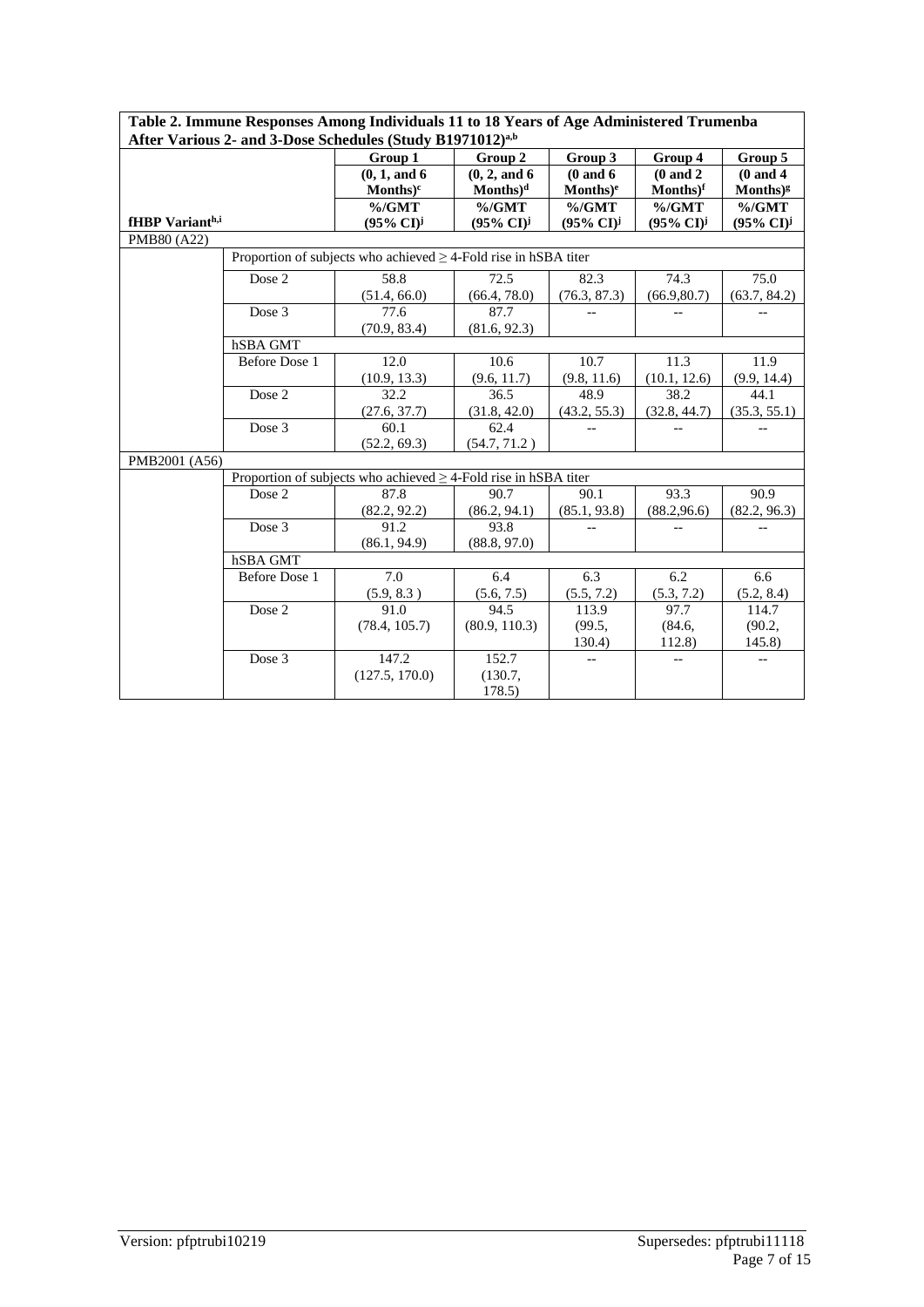**Table 2. Immune Responses Among Individuals 11 to 18 Years of Age Administered Trumenba After Various 2- and 3-Dose Schedules (Study B1971012)[a,b]**

| fHBP Variant[h,i] | | Group 1 (0, 1, and 6 Months)[c] %/GMT (95% CI)[j] | Group 2 (0, 2, and 6 Months)[d] %/GMT (95% CI)[j] | Group 3 (0 and 6 Months)[e] %/GMT (95% CI)[j] | Group 4 (0 and 2 Months)[f] %/GMT (95% CI)[j] | Group 5 (0 and 4 Months)[g] %/GMT (95% CI)[j] |
|---|---|---|---|---|---|---|
| PMB80 (A22) | | | | | | |
| | Proportion of subjects who achieved ≥ 4-Fold rise in hSBA titer | | | | | |
| | Dose 2 | 58.8 (51.4, 66.0) | 72.5 (66.4, 78.0) | 82.3 (76.3, 87.3) | 74.3 (66.9,80.7) | 75.0 (63.7, 84.2) |
| | Dose 3 | 77.6 (70.9, 83.4) | 87.7 (81.6, 92.3) | -- | -- | -- |
| | hSBA GMT | | | | | |
| | Before Dose 1 | 12.0 (10.9, 13.3) | 10.6 (9.6, 11.7) | 10.7 (9.8, 11.6) | 11.3 (10.1, 12.6) | 11.9 (9.9, 14.4) |
| | Dose 2 | 32.2 (27.6, 37.7) | 36.5 (31.8, 42.0) | 48.9 (43.2, 55.3) | 38.2 (32.8, 44.7) | 44.1 (35.3, 55.1) |
| | Dose 3 | 60.1 (52.2, 69.3) | 62.4 (54.7, 71.2 ) | -- | -- | -- |
| PMB2001 (A56) | | | | | | |
| | Proportion of subjects who achieved ≥ 4-Fold rise in hSBA titer | | | | | |
| | Dose 2 | 87.8 (82.2, 92.2) | 90.7 (86.2, 94.1) | 90.1 (85.1, 93.8) | 93.3 (88.2,96.6) | 90.9 (82.2, 96.3) |
| | Dose 3 | 91.2 (86.1, 94.9) | 93.8 (88.8, 97.0) | -- | -- | -- |
| | hSBA GMT | | | | | |
| | Before Dose 1 | 7.0 (5.9, 8.3 ) | 6.4 (5.6, 7.5) | 6.3 (5.5, 7.2) | 6.2 (5.3, 7.2) | 6.6 (5.2, 8.4) |
| | Dose 2 | 91.0 (78.4, 105.7) | 94.5 (80.9, 110.3) | 113.9 (99.5, 130.4) | 97.7 (84.6, 112.8) | 114.7 (90.2, 145.8) |
| | Dose 3 | 147.2 (127.5, 170.0) | 152.7 (130.7, 178.5) | -- | -- | -- |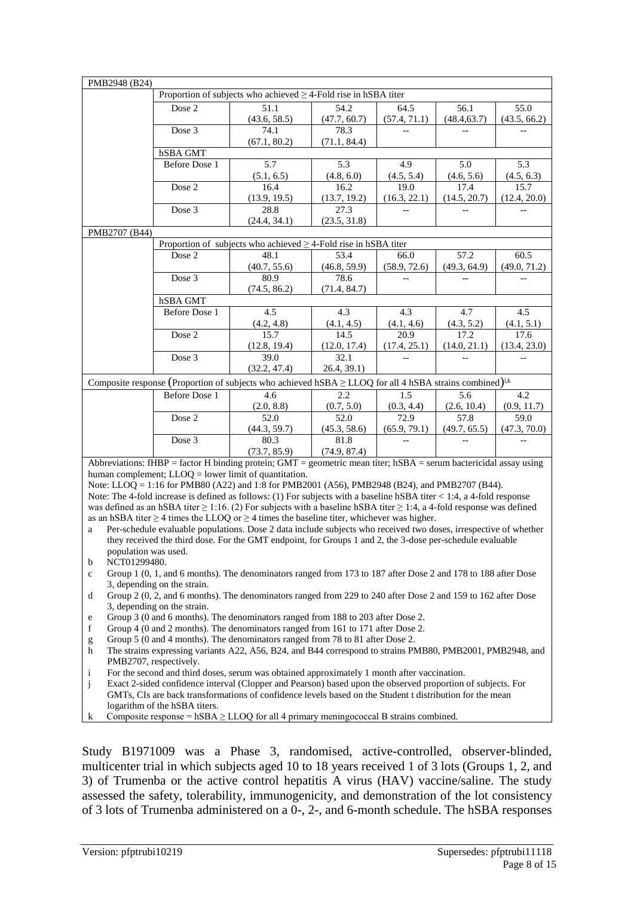| | | | | | | |
|---|---|---|---|---|---|---|
| PMB2948 (B24) | | | | | | |
| | Proportion of subjects who achieved ≥ 4-Fold rise in hSBA titer | | | | | |
| | Dose 2 | 51.1 (43.6, 58.5) | 54.2 (47.7, 60.7) | 64.5 (57.4, 71.1) | 56.1 (48.4,63.7) | 55.0 (43.5, 66.2) |
| | Dose 3 | 74.1 (67.1, 80.2) | 78.3 (71.1, 84.4) | -- | -- | -- |
| | hSBA GMT | | | | | |
| | Before Dose 1 | 5.7 (5.1, 6.5) | 5.3 (4.8, 6.0) | 4.9 (4.5, 5.4) | 5.0 (4.6, 5.6) | 5.3 (4.5, 6.3) |
| | Dose 2 | 16.4 (13.9, 19.5) | 16.2 (13.7, 19.2) | 19.0 (16.3, 22.1) | 17.4 (14.5, 20.7) | 15.7 (12.4, 20.0) |
| | Dose 3 | 28.8 (24.4, 34.1) | 27.3 (23.5, 31.8) | -- | -- | -- |
| PMB2707 (B44) | | | | | | |
| | Proportion of subjects who achieved ≥ 4-Fold rise in hSBA titer | | | | | |
| | Dose 2 | 48.1 (40.7, 55.6) | 53.4 (46.8, 59.9) | 66.0 (58.9, 72.6) | 57.2 (49.3, 64.9) | 60.5 (49.0, 71.2) |
| | Dose 3 | 80.9 (74.5, 86.2) | 78.6 (71.4, 84.7) | -- | -- | -- |
| | hSBA GMT | | | | | |
| | Before Dose 1 | 4.5 (4.2, 4.8) | 4.3 (4.1, 4.5) | 4.3 (4.1, 4.6) | 4.7 (4.3, 5.2) | 4.5 (4.1, 5.1) |
| | Dose 2 | 15.7 (12.8, 19.4) | 14.5 (12.0, 17.4) | 20.9 (17.4, 25.1) | 17.2 (14.0, 21.1) | 17.6 (13.4, 23.0) |
| | Dose 3 | 39.0 (32.2, 47.4) | 32.1 26.4, 39.1) | -- | -- | -- |
| Composite response (Proportion of subjects who achieved hSBA ≥ LLOQ for all 4 hSBA strains combined)[i,k] | | | | | | |
| | Before Dose 1 | 4.6 (2.0, 8.8) | 2.2 (0.7, 5.0) | 1.5 (0.3, 4.4) | 5.6 (2.6, 10.4) | 4.2 (0.9, 11.7) |
| | Dose 2 | 52.0 (44.3, 59.7) | 52.0 (45.3, 58.6) | 72.9 (65.9, 79.1) | 57.8 (49.7, 65.5) | 59.0 (47.3, 70.0) |
| | Dose 3 | 80.3 (73.7, 85.9) | 81.8 (74.9, 87.4) | -- | -- | -- |

Abbreviations: fHBP = factor H binding protein; GMT = geometric mean titer; hSBA = serum bactericidal assay using human complement; LLOQ = lower limit of quantitation.

Note: LLOQ = 1:16 for PMB80 (A22) and 1:8 for PMB2001 (A56), PMB2948 (B24), and PMB2707 (B44).

Note: The 4-fold increase is defined as follows: (1) For subjects with a baseline hSBA titer < 1:4, a 4-fold response was defined as an hSBA titer ≥ 1:16. (2) For subjects with a baseline hSBA titer ≥ 1:4, a 4-fold response was defined as an hSBA titer ≥ 4 times the LLOQ or ≥ 4 times the baseline titer, whichever was higher.

a Per-schedule evaluable populations. Dose 2 data include subjects who received two doses, irrespective of whether they received the third dose. For the GMT endpoint, for Groups 1 and 2, the 3-dose per-schedule evaluable population was used.

b NCT01299480.

c Group 1 (0, 1, and 6 months). The denominators ranged from 173 to 187 after Dose 2 and 178 to 188 after Dose 3, depending on the strain.

d Group 2 (0, 2, and 6 months). The denominators ranged from 229 to 240 after Dose 2 and 159 to 162 after Dose 3, depending on the strain.

e Group 3 (0 and 6 months). The denominators ranged from 188 to 203 after Dose 2.

f Group 4 (0 and 2 months). The denominators ranged from 161 to 171 after Dose 2.

g Group 5 (0 and 4 months). The denominators ranged from 78 to 81 after Dose 2.

h The strains expressing variants A22, A56, B24, and B44 correspond to strains PMB80, PMB2001, PMB2948, and PMB2707, respectively.

i For the second and third doses, serum was obtained approximately 1 month after vaccination.

j Exact 2-sided confidence interval (Clopper and Pearson) based upon the observed proportion of subjects. For GMTs, CIs are back transformations of confidence levels based on the Student t distribution for the mean logarithm of the hSBA titers.

k Composite response = hSBA ≥ LLOQ for all 4 primary meningococcal B strains combined.

Study B1971009 was a Phase 3, randomised, active-controlled, observer-blinded, multicenter trial in which subjects aged 10 to 18 years received 1 of 3 lots (Groups 1, 2, and 3) of Trumenba or the active control hepatitis A virus (HAV) vaccine/saline. The study assessed the safety, tolerability, immunogenicity, and demonstration of the lot consistency of 3 lots of Trumenba administered on a 0-, 2-, and 6-month schedule. The hSBA responses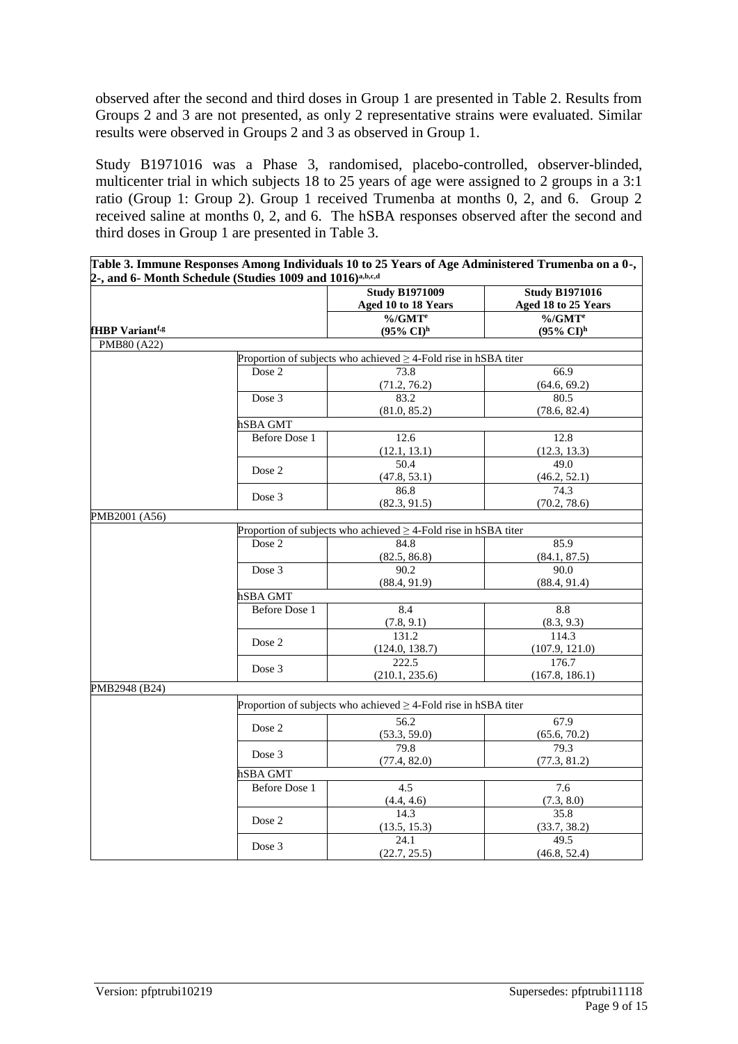observed after the second and third doses in Group 1 are presented in Table 2. Results from Groups 2 and 3 are not presented, as only 2 representative strains were evaluated. Similar results were observed in Groups 2 and 3 as observed in Group 1.

Study B1971016 was a Phase 3, randomised, placebo-controlled, observer-blinded, multicenter trial in which subjects 18 to 25 years of age were assigned to 2 groups in a 3:1 ratio (Group 1: Group 2). Group 1 received Trumenba at months 0, 2, and 6. Group 2 received saline at months 0, 2, and 6. The hSBA responses observed after the second and third doses in Group 1 are presented in Table 3.

**Table 3. Immune Responses Among Individuals 10 to 25 Years of Age Administered Trumenba on a 0-, 2-, and 6- Month Schedule (Studies 1009 and 1016)[a,b,c,d]**

| fHBP Variant[f,g] | | Study B1971009 Aged 10 to 18 Years %/GMT[e] (95% CI)[h] | Study B1971016 Aged 18 to 25 Years %/GMT[e] (95% CI)[h] |
|---|---|---|---|
| PMB80 (A22) | | | |
| | Proportion of subjects who achieved ≥ 4-Fold rise in hSBA titer | | |
| | Dose 2 | 73.8 (71.2, 76.2) | 66.9 (64.6, 69.2) |
| | Dose 3 | 83.2 (81.0, 85.2) | 80.5 (78.6, 82.4) |
| | hSBA GMT | | |
| | Before Dose 1 | 12.6 (12.1, 13.1) | 12.8 (12.3, 13.3) |
| | Dose 2 | 50.4 (47.8, 53.1) | 49.0 (46.2, 52.1) |
| | Dose 3 | 86.8 (82.3, 91.5) | 74.3 (70.2, 78.6) |
| PMB2001 (A56) | | | |
| | Proportion of subjects who achieved ≥ 4-Fold rise in hSBA titer | | |
| | Dose 2 | 84.8 (82.5, 86.8) | 85.9 (84.1, 87.5) |
| | Dose 3 | 90.2 (88.4, 91.9) | 90.0 (88.4, 91.4) |
| | hSBA GMT | | |
| | Before Dose 1 | 8.4 (7.8, 9.1) | 8.8 (8.3, 9.3) |
| | Dose 2 | 131.2 (124.0, 138.7) | 114.3 (107.9, 121.0) |
| | Dose 3 | 222.5 (210.1, 235.6) | 176.7 (167.8, 186.1) |
| PMB2948 (B24) | | | |
| | Proportion of subjects who achieved ≥ 4-Fold rise in hSBA titer | | |
| | Dose 2 | 56.2 (53.3, 59.0) | 67.9 (65.6, 70.2) |
| | Dose 3 | 79.8 (77.4, 82.0) | 79.3 (77.3, 81.2) |
| | hSBA GMT | | |
| | Before Dose 1 | 4.5 (4.4, 4.6) | 7.6 (7.3, 8.0) |
| | Dose 2 | 14.3 (13.5, 15.3) | 35.8 (33.7, 38.2) |
| | Dose 3 | 24.1 (22.7, 25.5) | 49.5 (46.8, 52.4) |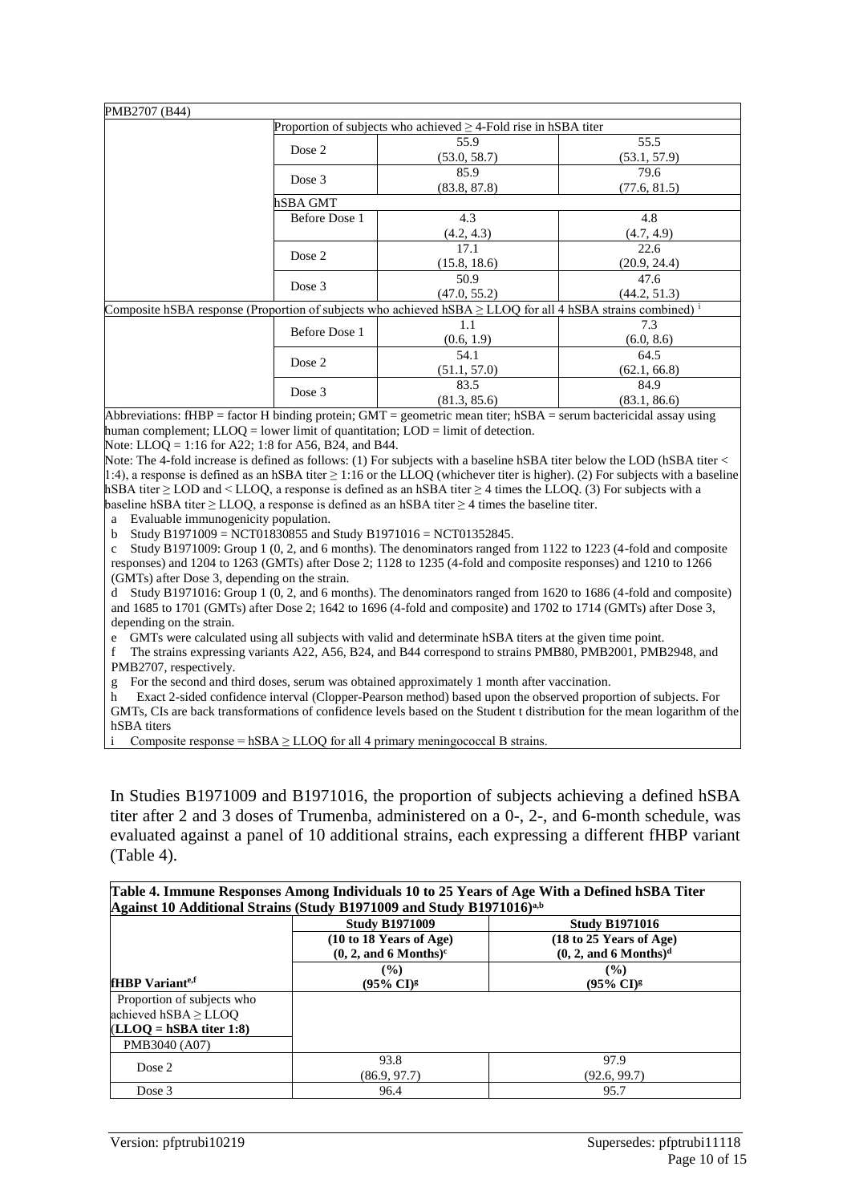| | | | |
|---|---|---|---|
| PMB2707 (B44) | | | |
| | Proportion of subjects who achieved ≥ 4-Fold rise in hSBA titer | | |
| | Dose 2 | 55.9 (53.0, 58.7) | 55.5 (53.1, 57.9) |
| | Dose 3 | 85.9 (83.8, 87.8) | 79.6 (77.6, 81.5) |
| | hSBA GMT | | |
| | Before Dose 1 | 4.3 (4.2, 4.3) | 4.8 (4.7, 4.9) |
| | Dose 2 | 17.1 (15.8, 18.6) | 22.6 (20.9, 24.4) |
| | Dose 3 | 50.9 (47.0, 55.2) | 47.6 (44.2, 51.3) |
| Composite hSBA response (Proportion of subjects who achieved hSBA ≥ LLOQ for all 4 hSBA strains combined) [i] | | | |
| | Before Dose 1 | 1.1 (0.6, 1.9) | 7.3 (6.0, 8.6) |
| | Dose 2 | 54.1 (51.1, 57.0) | 64.5 (62.1, 66.8) |
| | Dose 3 | 83.5 (81.3, 85.6) | 84.9 (83.1, 86.6) |

Abbreviations: fHBP = factor H binding protein; GMT = geometric mean titer; hSBA = serum bactericidal assay using human complement; LLOQ = lower limit of quantitation; LOD = limit of detection.

Note: LLOQ = 1:16 for A22; 1:8 for A56, B24, and B44.

Note: The 4-fold increase is defined as follows: (1) For subjects with a baseline hSBA titer below the LOD (hSBA titer < 1:4), a response is defined as an hSBA titer ≥ 1:16 or the LLOQ (whichever titer is higher). (2) For subjects with a baseline hSBA titer ≥ LOD and < LLOQ, a response is defined as an hSBA titer ≥ 4 times the LLOQ. (3) For subjects with a baseline hSBA titer ≥ LLOQ, a response is defined as an hSBA titer ≥ 4 times the baseline titer.

a Evaluable immunogenicity population.

b Study B1971009 = NCT01830855 and Study B1971016 = NCT01352845.

c Study B1971009: Group 1 (0, 2, and 6 months). The denominators ranged from 1122 to 1223 (4-fold and composite responses) and 1204 to 1263 (GMTs) after Dose 2; 1128 to 1235 (4-fold and composite responses) and 1210 to 1266 (GMTs) after Dose 3, depending on the strain.

d Study B1971016: Group 1 (0, 2, and 6 months). The denominators ranged from 1620 to 1686 (4-fold and composite) and 1685 to 1701 (GMTs) after Dose 2; 1642 to 1696 (4-fold and composite) and 1702 to 1714 (GMTs) after Dose 3, depending on the strain.

e GMTs were calculated using all subjects with valid and determinate hSBA titers at the given time point.

f The strains expressing variants A22, A56, B24, and B44 correspond to strains PMB80, PMB2001, PMB2948, and PMB2707, respectively.

g For the second and third doses, serum was obtained approximately 1 month after vaccination.

h Exact 2-sided confidence interval (Clopper-Pearson method) based upon the observed proportion of subjects. For GMTs, CIs are back transformations of confidence levels based on the Student t distribution for the mean logarithm of the hSBA titers

i Composite response = hSBA ≥ LLOQ for all 4 primary meningococcal B strains.

In Studies B1971009 and B1971016, the proportion of subjects achieving a defined hSBA titer after 2 and 3 doses of Trumenba, administered on a 0-, 2-, and 6-month schedule, was evaluated against a panel of 10 additional strains, each expressing a different fHBP variant (Table 4).

**Table 4. Immune Responses Among Individuals 10 to 25 Years of Age With a Defined hSBA Titer Against 10 Additional Strains (Study B1971009 and Study B1971016)[a,b]**

| | Study B1971009 | Study B1971016 |
|---|---|---|
| | (10 to 18 Years of Age) (0, 2, and 6 Months)[c] | (18 to 25 Years of Age) (0, 2, and 6 Months)[d] |
| **fHBP Variant[e,f]** | (%) (95% CI)[g] | (%) (95% CI)[g] |
| Proportion of subjects who achieved hSBA ≥ LLOQ (**LLOQ = hSBA titer 1:8**) | | |
| PMB3040 (A07) | | |
| Dose 2 | 93.8 (86.9, 97.7) | 97.9 (92.6, 99.7) |
| Dose 3 | 96.4 | 95.7 |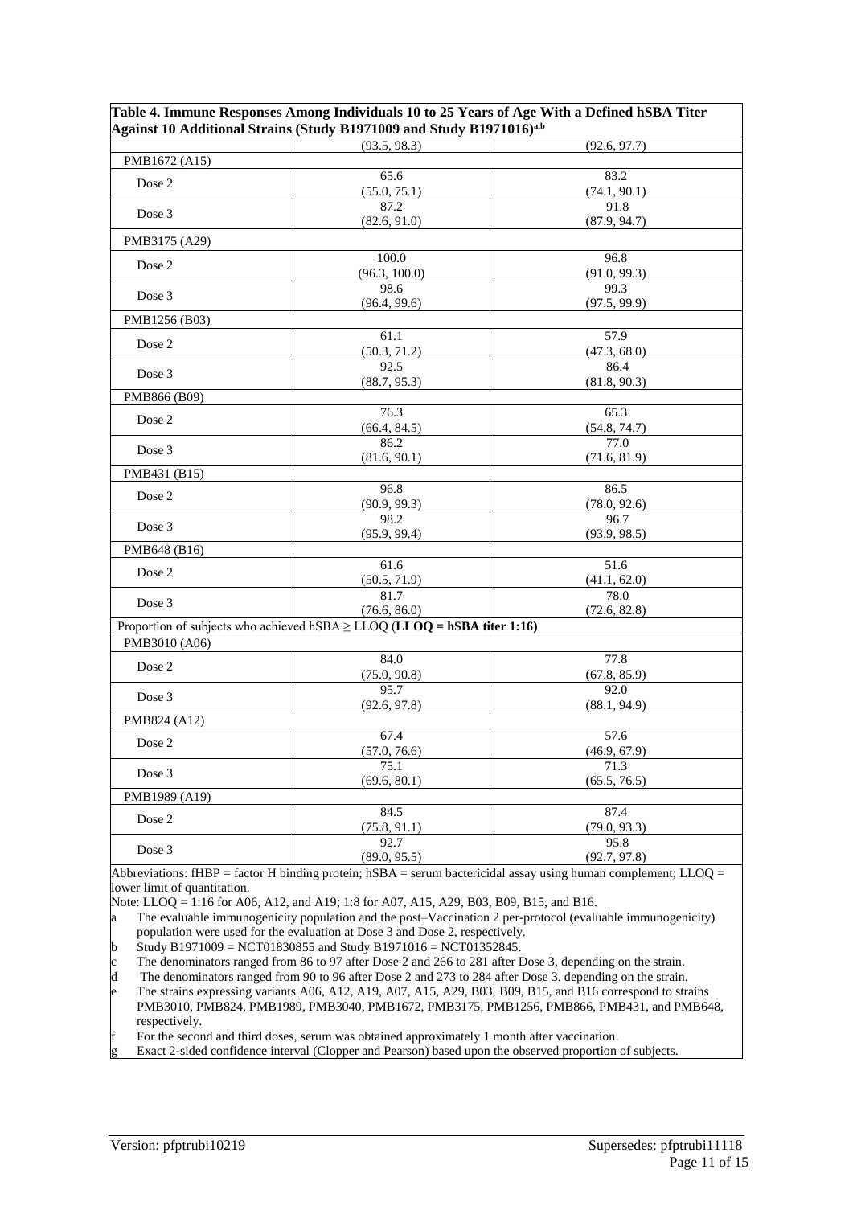**Table 4. Immune Responses Among Individuals 10 to 25 Years of Age With a Defined hSBA Titer Against 10 Additional Strains (Study B1971009 and Study B1971016)[a,b]**

| | | |
|---|---|---|
| | (93.5, 98.3) | (92.6, 97.7) |
| PMB1672 (A15) | | |
| Dose 2 | 65.6<br>(55.0, 75.1) | 83.2<br>(74.1, 90.1) |
| Dose 3 | 87.2<br>(82.6, 91.0) | 91.8<br>(87.9, 94.7) |
| PMB3175 (A29) | | |
| Dose 2 | 100.0<br>(96.3, 100.0) | 96.8<br>(91.0, 99.3) |
| Dose 3 | 98.6<br>(96.4, 99.6) | 99.3<br>(97.5, 99.9) |
| PMB1256 (B03) | | |
| Dose 2 | 61.1<br>(50.3, 71.2) | 57.9<br>(47.3, 68.0) |
| Dose 3 | 92.5<br>(88.7, 95.3) | 86.4<br>(81.8, 90.3) |
| PMB866 (B09) | | |
| Dose 2 | 76.3<br>(66.4, 84.5) | 65.3<br>(54.8, 74.7) |
| Dose 3 | 86.2<br>(81.6, 90.1) | 77.0<br>(71.6, 81.9) |
| PMB431 (B15) | | |
| Dose 2 | 96.8<br>(90.9, 99.3) | 86.5<br>(78.0, 92.6) |
| Dose 3 | 98.2<br>(95.9, 99.4) | 96.7<br>(93.9, 98.5) |
| PMB648 (B16) | | |
| Dose 2 | 61.6<br>(50.5, 71.9) | 51.6<br>(41.1, 62.0) |
| Dose 3 | 81.7<br>(76.6, 86.0) | 78.0<br>(72.6, 82.8) |
| Proportion of subjects who achieved hSBA ≥ LLOQ (**LLOQ = hSBA titer 1:16**) | | |
| PMB3010 (A06) | | |
| Dose 2 | 84.0<br>(75.0, 90.8) | 77.8<br>(67.8, 85.9) |
| Dose 3 | 95.7<br>(92.6, 97.8) | 92.0<br>(88.1, 94.9) |
| PMB824 (A12) | | |
| Dose 2 | 67.4<br>(57.0, 76.6) | 57.6<br>(46.9, 67.9) |
| Dose 3 | 75.1<br>(69.6, 80.1) | 71.3<br>(65.5, 76.5) |
| PMB1989 (A19) | | |
| Dose 2 | 84.5<br>(75.8, 91.1) | 87.4<br>(79.0, 93.3) |
| Dose 3 | 92.7<br>(89.0, 95.5) | 95.8<br>(92.7, 97.8) |

Abbreviations: fHBP = factor H binding protein; hSBA = serum bactericidal assay using human complement; LLOQ = lower limit of quantitation.

Note: LLOQ = 1:16 for A06, A12, and A19; 1:8 for A07, A15, A29, B03, B09, B15, and B16.

a The evaluable immunogenicity population and the post–Vaccination 2 per-protocol (evaluable immunogenicity) population were used for the evaluation at Dose 3 and Dose 2, respectively.

b Study B1971009 = NCT01830855 and Study B1971016 = NCT01352845.

c The denominators ranged from 86 to 97 after Dose 2 and 266 to 281 after Dose 3, depending on the strain.

d The denominators ranged from 90 to 96 after Dose 2 and 273 to 284 after Dose 3, depending on the strain.

e The strains expressing variants A06, A12, A19, A07, A15, A29, B03, B09, B15, and B16 correspond to strains PMB3010, PMB824, PMB1989, PMB3040, PMB1672, PMB3175, PMB1256, PMB866, PMB431, and PMB648, respectively.

f For the second and third doses, serum was obtained approximately 1 month after vaccination.

g Exact 2-sided confidence interval (Clopper and Pearson) based upon the observed proportion of subjects.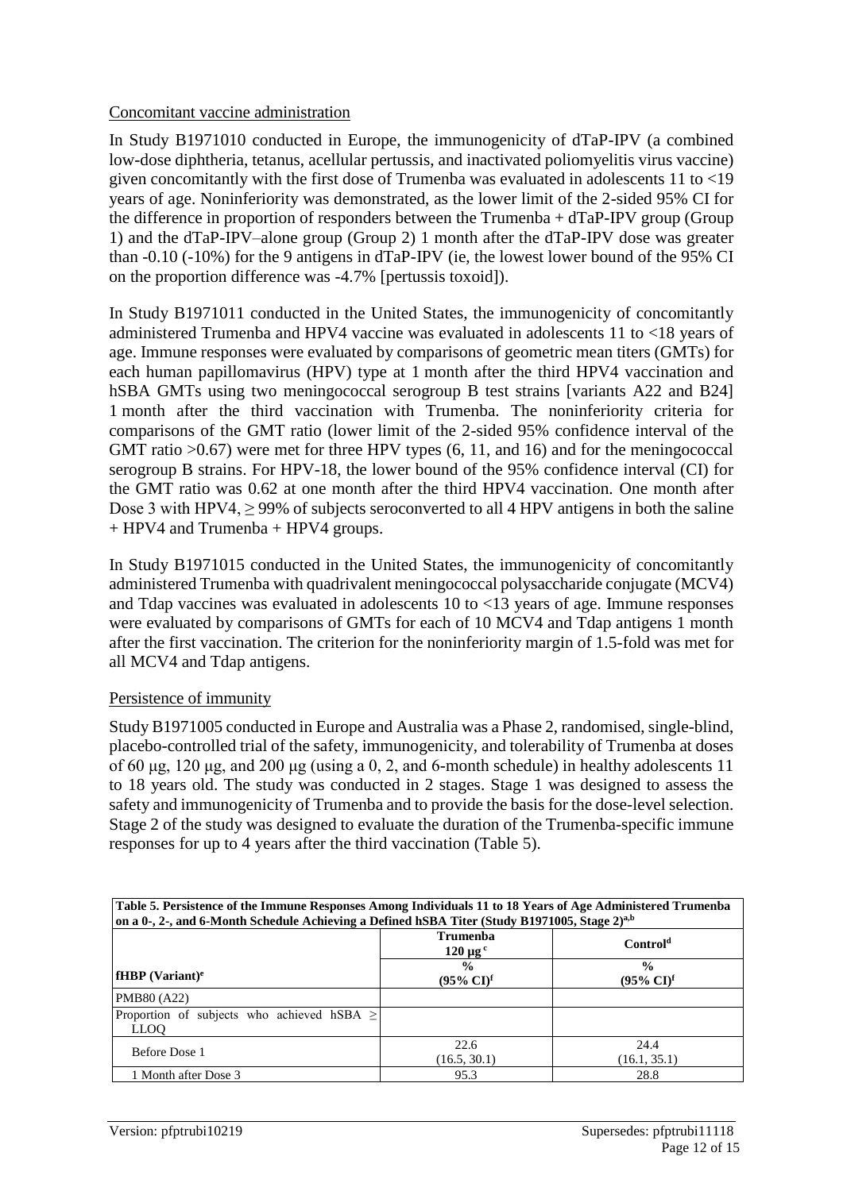Concomitant vaccine administration

In Study B1971010 conducted in Europe, the immunogenicity of dTaP-IPV (a combined low-dose diphtheria, tetanus, acellular pertussis, and inactivated poliomyelitis virus vaccine) given concomitantly with the first dose of Trumenba was evaluated in adolescents 11 to <19 years of age. Noninferiority was demonstrated, as the lower limit of the 2-sided 95% CI for the difference in proportion of responders between the Trumenba + dTaP-IPV group (Group 1) and the dTaP-IPV–alone group (Group 2) 1 month after the dTaP-IPV dose was greater than -0.10 (-10%) for the 9 antigens in dTaP-IPV (ie, the lowest lower bound of the 95% CI on the proportion difference was -4.7% [pertussis toxoid]).

In Study B1971011 conducted in the United States, the immunogenicity of concomitantly administered Trumenba and HPV4 vaccine was evaluated in adolescents 11 to <18 years of age. Immune responses were evaluated by comparisons of geometric mean titers (GMTs) for each human papillomavirus (HPV) type at 1 month after the third HPV4 vaccination and hSBA GMTs using two meningococcal serogroup B test strains [variants A22 and B24] 1 month after the third vaccination with Trumenba. The noninferiority criteria for comparisons of the GMT ratio (lower limit of the 2-sided 95% confidence interval of the GMT ratio >0.67) were met for three HPV types (6, 11, and 16) and for the meningococcal serogroup B strains. For HPV-18, the lower bound of the 95% confidence interval (CI) for the GMT ratio was 0.62 at one month after the third HPV4 vaccination. One month after Dose 3 with HPV4, ≥ 99% of subjects seroconverted to all 4 HPV antigens in both the saline + HPV4 and Trumenba + HPV4 groups.

In Study B1971015 conducted in the United States, the immunogenicity of concomitantly administered Trumenba with quadrivalent meningococcal polysaccharide conjugate (MCV4) and Tdap vaccines was evaluated in adolescents 10 to <13 years of age. Immune responses were evaluated by comparisons of GMTs for each of 10 MCV4 and Tdap antigens 1 month after the first vaccination. The criterion for the noninferiority margin of 1.5-fold was met for all MCV4 and Tdap antigens.

Persistence of immunity

Study B1971005 conducted in Europe and Australia was a Phase 2, randomised, single-blind, placebo-controlled trial of the safety, immunogenicity, and tolerability of Trumenba at doses of 60 μg, 120 μg, and 200 μg (using a 0, 2, and 6-month schedule) in healthy adolescents 11 to 18 years old. The study was conducted in 2 stages. Stage 1 was designed to assess the safety and immunogenicity of Trumenba and to provide the basis for the dose-level selection. Stage 2 of the study was designed to evaluate the duration of the Trumenba-specific immune responses for up to 4 years after the third vaccination (Table 5).

**Table 5. Persistence of the Immune Responses Among Individuals 11 to 18 Years of Age Administered Trumenba on a 0-, 2-, and 6-Month Schedule Achieving a Defined hSBA Titer (Study B1971005, Stage 2)[a,b]**

| | Trumenba 120 μg [c] | Control[d] |
|---|---|---|
| **fHBP (Variant)[e]** | **% (95% CI)[f]** | **% (95% CI)[f]** |
| PMB80 (A22) | | |
| Proportion of subjects who achieved hSBA ≥ LLOQ | | |
| Before Dose 1 | 22.6 (16.5, 30.1) | 24.4 (16.1, 35.1) |
| 1 Month after Dose 3 | 95.3 | 28.8 |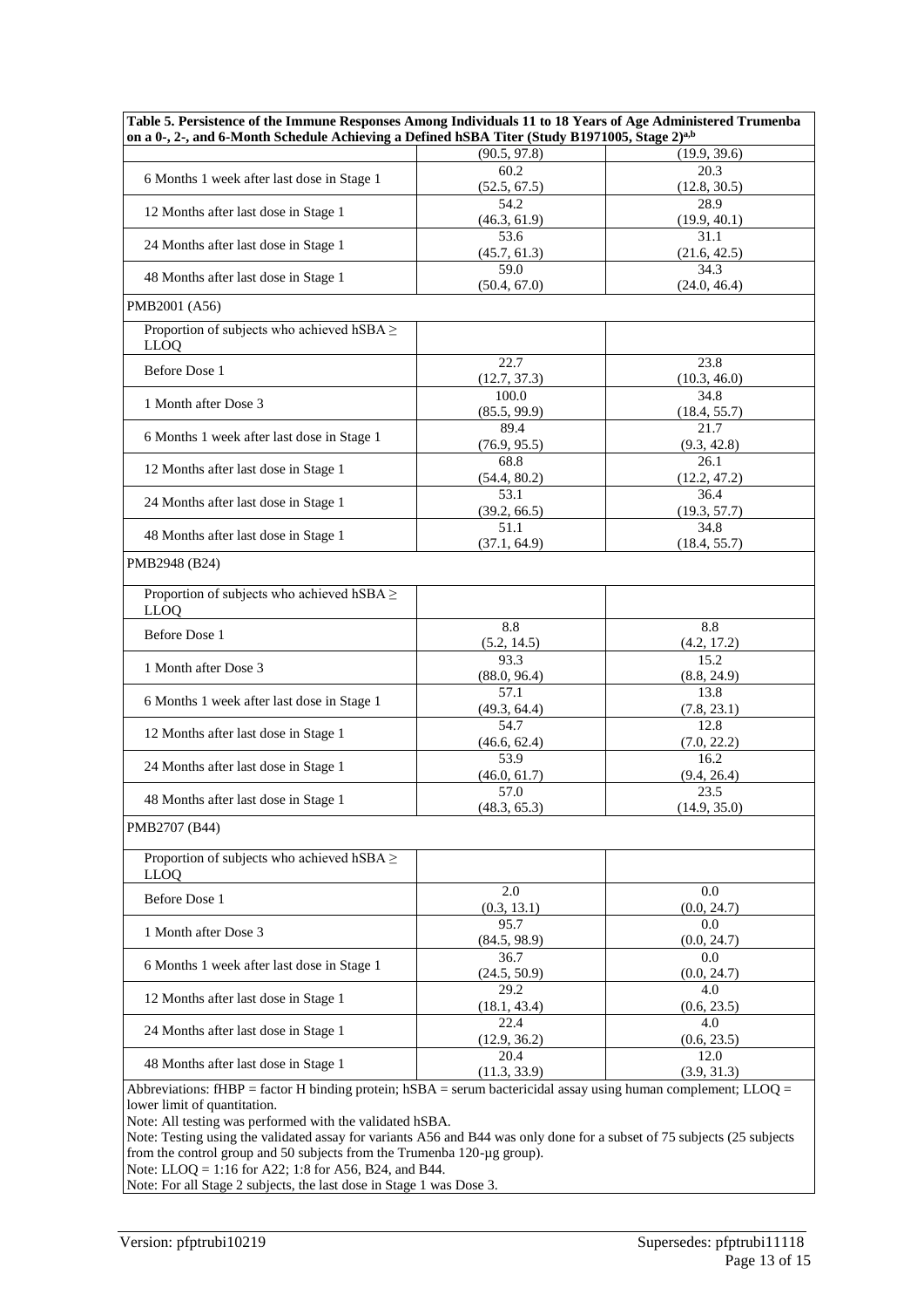**Table 5. Persistence of the Immune Responses Among Individuals 11 to 18 Years of Age Administered Trumenba on a 0-, 2-, and 6-Month Schedule Achieving a Defined hSBA Titer (Study B1971005, Stage 2)[a,b]**

| | | |
|---|---|---|
| | (90.5, 97.8) | (19.9, 39.6) |
| 6 Months 1 week after last dose in Stage 1 | 60.2<br>(52.5, 67.5) | 20.3<br>(12.8, 30.5) |
| 12 Months after last dose in Stage 1 | 54.2<br>(46.3, 61.9) | 28.9<br>(19.9, 40.1) |
| 24 Months after last dose in Stage 1 | 53.6<br>(45.7, 61.3) | 31.1<br>(21.6, 42.5) |
| 48 Months after last dose in Stage 1 | 59.0<br>(50.4, 67.0) | 34.3<br>(24.0, 46.4) |
| PMB2001 (A56) | | |
| Proportion of subjects who achieved hSBA ≥ LLOQ | | |
| Before Dose 1 | 22.7<br>(12.7, 37.3) | 23.8<br>(10.3, 46.0) |
| 1 Month after Dose 3 | 100.0<br>(85.5, 99.9) | 34.8<br>(18.4, 55.7) |
| 6 Months 1 week after last dose in Stage 1 | 89.4<br>(76.9, 95.5) | 21.7<br>(9.3, 42.8) |
| 12 Months after last dose in Stage 1 | 68.8<br>(54.4, 80.2) | 26.1<br>(12.2, 47.2) |
| 24 Months after last dose in Stage 1 | 53.1<br>(39.2, 66.5) | 36.4<br>(19.3, 57.7) |
| 48 Months after last dose in Stage 1 | 51.1<br>(37.1, 64.9) | 34.8<br>(18.4, 55.7) |
| PMB2948 (B24) | | |
| Proportion of subjects who achieved hSBA ≥ LLOQ | | |
| Before Dose 1 | 8.8<br>(5.2, 14.5) | 8.8<br>(4.2, 17.2) |
| 1 Month after Dose 3 | 93.3<br>(88.0, 96.4) | 15.2<br>(8.8, 24.9) |
| 6 Months 1 week after last dose in Stage 1 | 57.1<br>(49.3, 64.4) | 13.8<br>(7.8, 23.1) |
| 12 Months after last dose in Stage 1 | 54.7<br>(46.6, 62.4) | 12.8<br>(7.0, 22.2) |
| 24 Months after last dose in Stage 1 | 53.9<br>(46.0, 61.7) | 16.2<br>(9.4, 26.4) |
| 48 Months after last dose in Stage 1 | 57.0<br>(48.3, 65.3) | 23.5<br>(14.9, 35.0) |
| PMB2707 (B44) | | |
| Proportion of subjects who achieved hSBA ≥ LLOQ | | |
| Before Dose 1 | 2.0<br>(0.3, 13.1) | 0.0<br>(0.0, 24.7) |
| 1 Month after Dose 3 | 95.7<br>(84.5, 98.9) | 0.0<br>(0.0, 24.7) |
| 6 Months 1 week after last dose in Stage 1 | 36.7<br>(24.5, 50.9) | 0.0<br>(0.0, 24.7) |
| 12 Months after last dose in Stage 1 | 29.2<br>(18.1, 43.4) | 4.0<br>(0.6, 23.5) |
| 24 Months after last dose in Stage 1 | 22.4<br>(12.9, 36.2) | 4.0<br>(0.6, 23.5) |
| 48 Months after last dose in Stage 1 | 20.4<br>(11.3, 33.9) | 12.0<br>(3.9, 31.3) |

Abbreviations: fHBP = factor H binding protein; hSBA = serum bactericidal assay using human complement; LLOQ = lower limit of quantitation.

Note: All testing was performed with the validated hSBA.

Note: Testing using the validated assay for variants A56 and B44 was only done for a subset of 75 subjects (25 subjects from the control group and 50 subjects from the Trumenba 120-µg group).

Note: LLOQ = 1:16 for A22; 1:8 for A56, B24, and B44.

Note: For all Stage 2 subjects, the last dose in Stage 1 was Dose 3.

Version: pfptrubi10219 Supersedes: pfptrubi11118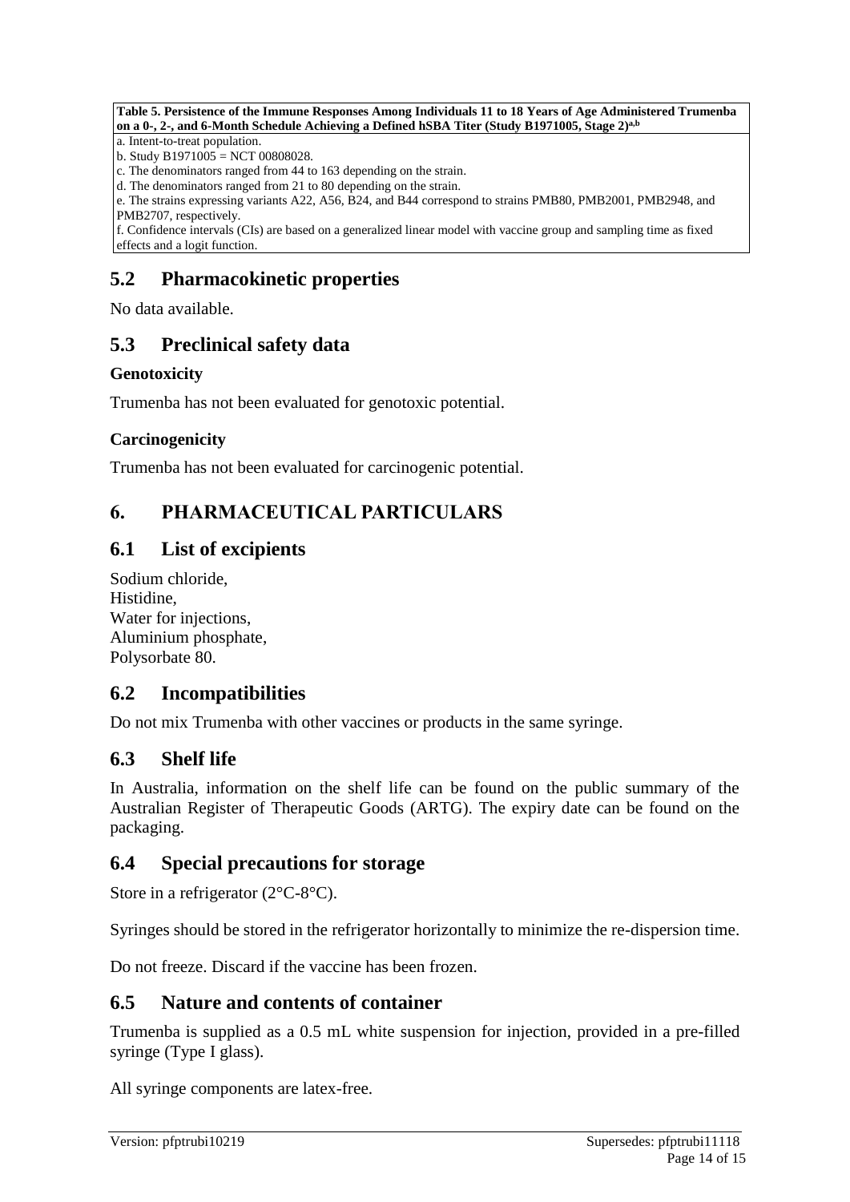| Table 5. Persistence of the Immune Responses Among Individuals 11 to 18 Years of Age Administered Trumenba on a 0-, 2-, and 6-Month Schedule Achieving a Defined hSBA Titer (Study B1971005, Stage 2)[a,b] |
|---|
| a. Intent-to-treat population. |
| b. Study B1971005 = NCT 00808028. |
| c. The denominators ranged from 44 to 163 depending on the strain. |
| d. The denominators ranged from 21 to 80 depending on the strain. |
| e. The strains expressing variants A22, A56, B24, and B44 correspond to strains PMB80, PMB2001, PMB2948, and PMB2707, respectively. |
| f. Confidence intervals (CIs) are based on a generalized linear model with vaccine group and sampling time as fixed effects and a logit function. |

## 5.2 Pharmacokinetic properties

No data available.

## 5.3 Preclinical safety data

### Genotoxicity

Trumenba has not been evaluated for genotoxic potential.

### Carcinogenicity

Trumenba has not been evaluated for carcinogenic potential.

# 6. PHARMACEUTICAL PARTICULARS

## 6.1 List of excipients

Sodium chloride,
Histidine,
Water for injections,
Aluminium phosphate,
Polysorbate 80.

## 6.2 Incompatibilities

Do not mix Trumenba with other vaccines or products in the same syringe.

## 6.3 Shelf life

In Australia, information on the shelf life can be found on the public summary of the Australian Register of Therapeutic Goods (ARTG). The expiry date can be found on the packaging.

## 6.4 Special precautions for storage

Store in a refrigerator (2°C-8°C).

Syringes should be stored in the refrigerator horizontally to minimize the re-dispersion time.

Do not freeze. Discard if the vaccine has been frozen.

## 6.5 Nature and contents of container

Trumenba is supplied as a 0.5 mL white suspension for injection, provided in a pre-filled syringe (Type I glass).

All syringe components are latex-free.

Version: pfptrubi10219 Supersedes: pfptrubi11118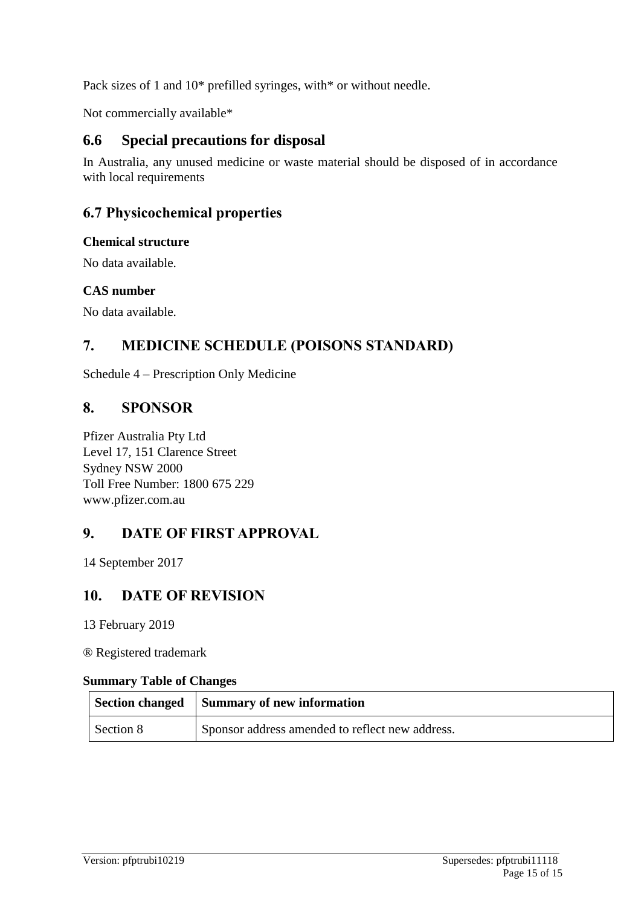Pack sizes of 1 and 10* prefilled syringes, with* or without needle.

Not commercially available*

## 6.6 Special precautions for disposal

In Australia, any unused medicine or waste material should be disposed of in accordance with local requirements

## 6.7 Physicochemical properties

**Chemical structure**

No data available.

**CAS number**

No data available.

# 7. MEDICINE SCHEDULE (POISONS STANDARD)

Schedule 4 – Prescription Only Medicine

# 8. SPONSOR

Pfizer Australia Pty Ltd
Level 17, 151 Clarence Street
Sydney NSW 2000
Toll Free Number: 1800 675 229
www.pfizer.com.au

# 9. DATE OF FIRST APPROVAL

14 September 2017

# 10. DATE OF REVISION

13 February 2019

® Registered trademark

**Summary Table of Changes**

| Section changed | Summary of new information |
|---|---|
| Section 8 | Sponsor address amended to reflect new address. |

Version: pfptrubi10219 Supersedes: pfptrubi11118